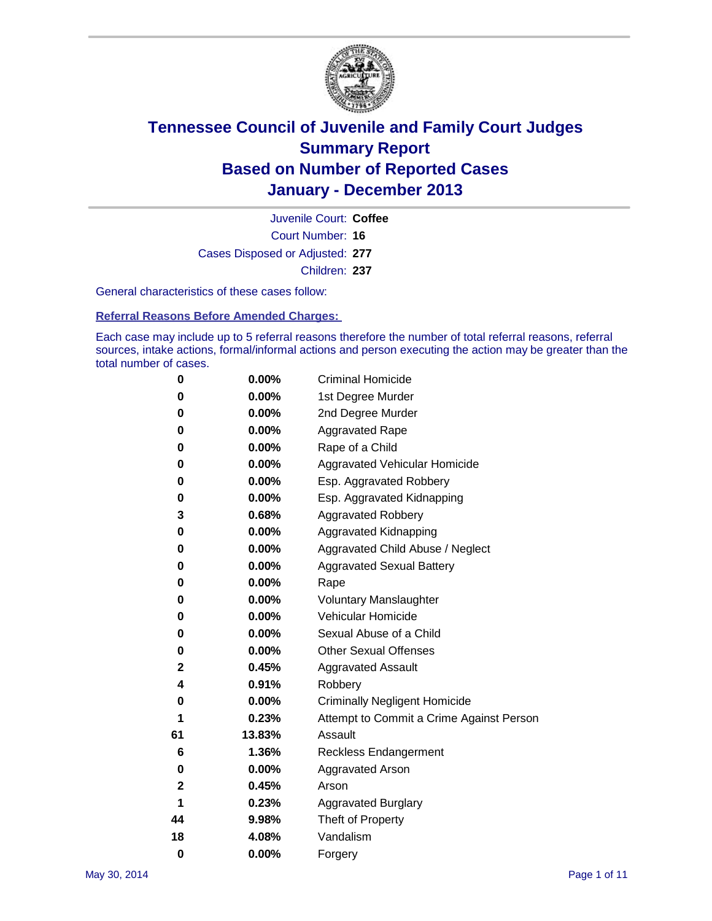# Tennessee Council of Juvenile and Family Court Judges
# Summary Report
# Based on Number of Reported Cases
# January - December 2013

Juvenile Court: **Coffee**

Court Number: **16**

Cases Disposed or Adjusted: **277**

Children: **237**

General characteristics of these cases follow:

## Referral Reasons Before Amended Charges:

Each case may include up to 5 referral reasons therefore the number of total referral reasons, referral sources, intake actions, formal/informal actions and person executing the action may be greater than the total number of cases.

| Count | Percent | Referral Reason |
|---|---|---|
| 0 | 0.00% | Criminal Homicide |
| 0 | 0.00% | 1st Degree Murder |
| 0 | 0.00% | 2nd Degree Murder |
| 0 | 0.00% | Aggravated Rape |
| 0 | 0.00% | Rape of a Child |
| 0 | 0.00% | Aggravated Vehicular Homicide |
| 0 | 0.00% | Esp. Aggravated Robbery |
| 0 | 0.00% | Esp. Aggravated Kidnapping |
| 3 | 0.68% | Aggravated Robbery |
| 0 | 0.00% | Aggravated Kidnapping |
| 0 | 0.00% | Aggravated Child Abuse / Neglect |
| 0 | 0.00% | Aggravated Sexual Battery |
| 0 | 0.00% | Rape |
| 0 | 0.00% | Voluntary Manslaughter |
| 0 | 0.00% | Vehicular Homicide |
| 0 | 0.00% | Sexual Abuse of a Child |
| 0 | 0.00% | Other Sexual Offenses |
| 2 | 0.45% | Aggravated Assault |
| 4 | 0.91% | Robbery |
| 0 | 0.00% | Criminally Negligent Homicide |
| 1 | 0.23% | Attempt to Commit a Crime Against Person |
| 61 | 13.83% | Assault |
| 6 | 1.36% | Reckless Endangerment |
| 0 | 0.00% | Aggravated Arson |
| 2 | 0.45% | Arson |
| 1 | 0.23% | Aggravated Burglary |
| 44 | 9.98% | Theft of Property |
| 18 | 4.08% | Vandalism |
| 0 | 0.00% | Forgery |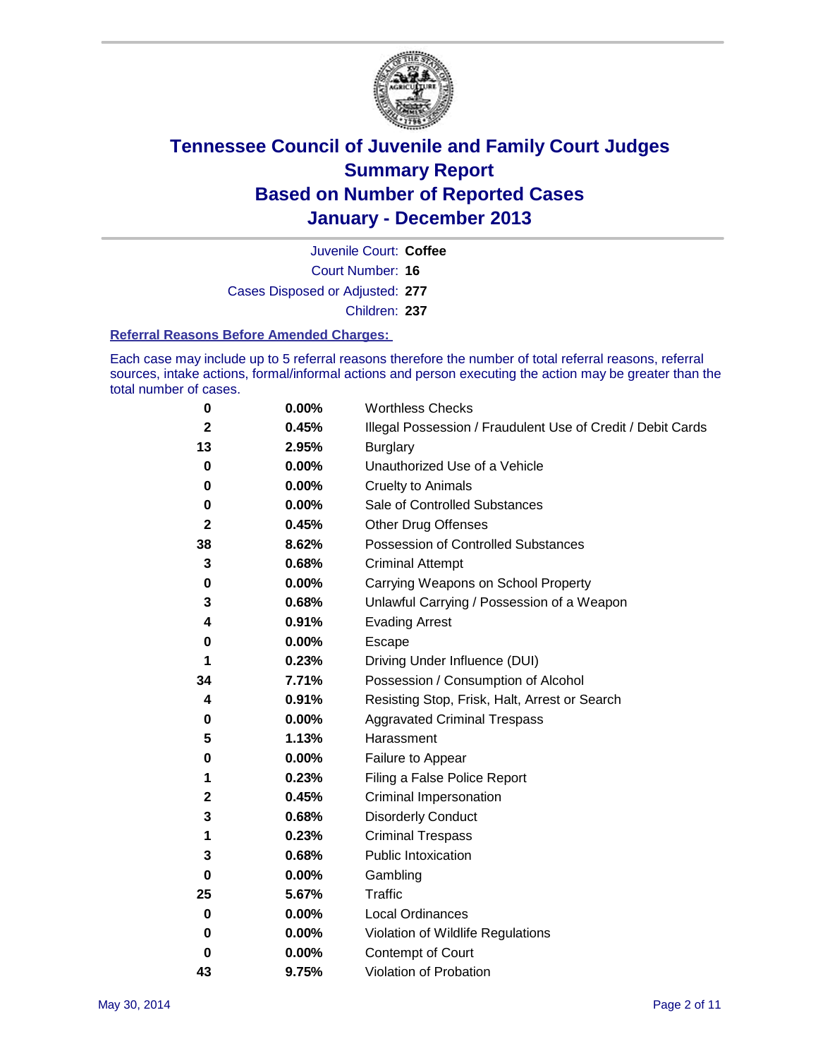# Tennessee Council of Juvenile and Family Court Judges
# Summary Report
# Based on Number of Reported Cases
# January - December 2013

Juvenile Court: **Coffee**
Court Number: **16**
Cases Disposed or Adjusted: **277**
Children: **237**

### Referral Reasons Before Amended Charges:

Each case may include up to 5 referral reasons therefore the number of total referral reasons, referral sources, intake actions, formal/informal actions and person executing the action may be greater than the total number of cases.

| | | |
|---|---|---|
| 0 | 0.00% | Worthless Checks |
| 2 | 0.45% | Illegal Possession / Fraudulent Use of Credit / Debit Cards |
| 13 | 2.95% | Burglary |
| 0 | 0.00% | Unauthorized Use of a Vehicle |
| 0 | 0.00% | Cruelty to Animals |
| 0 | 0.00% | Sale of Controlled Substances |
| 2 | 0.45% | Other Drug Offenses |
| 38 | 8.62% | Possession of Controlled Substances |
| 3 | 0.68% | Criminal Attempt |
| 0 | 0.00% | Carrying Weapons on School Property |
| 3 | 0.68% | Unlawful Carrying / Possession of a Weapon |
| 4 | 0.91% | Evading Arrest |
| 0 | 0.00% | Escape |
| 1 | 0.23% | Driving Under Influence (DUI) |
| 34 | 7.71% | Possession / Consumption of Alcohol |
| 4 | 0.91% | Resisting Stop, Frisk, Halt, Arrest or Search |
| 0 | 0.00% | Aggravated Criminal Trespass |
| 5 | 1.13% | Harassment |
| 0 | 0.00% | Failure to Appear |
| 1 | 0.23% | Filing a False Police Report |
| 2 | 0.45% | Criminal Impersonation |
| 3 | 0.68% | Disorderly Conduct |
| 1 | 0.23% | Criminal Trespass |
| 3 | 0.68% | Public Intoxication |
| 0 | 0.00% | Gambling |
| 25 | 5.67% | Traffic |
| 0 | 0.00% | Local Ordinances |
| 0 | 0.00% | Violation of Wildlife Regulations |
| 0 | 0.00% | Contempt of Court |
| 43 | 9.75% | Violation of Probation |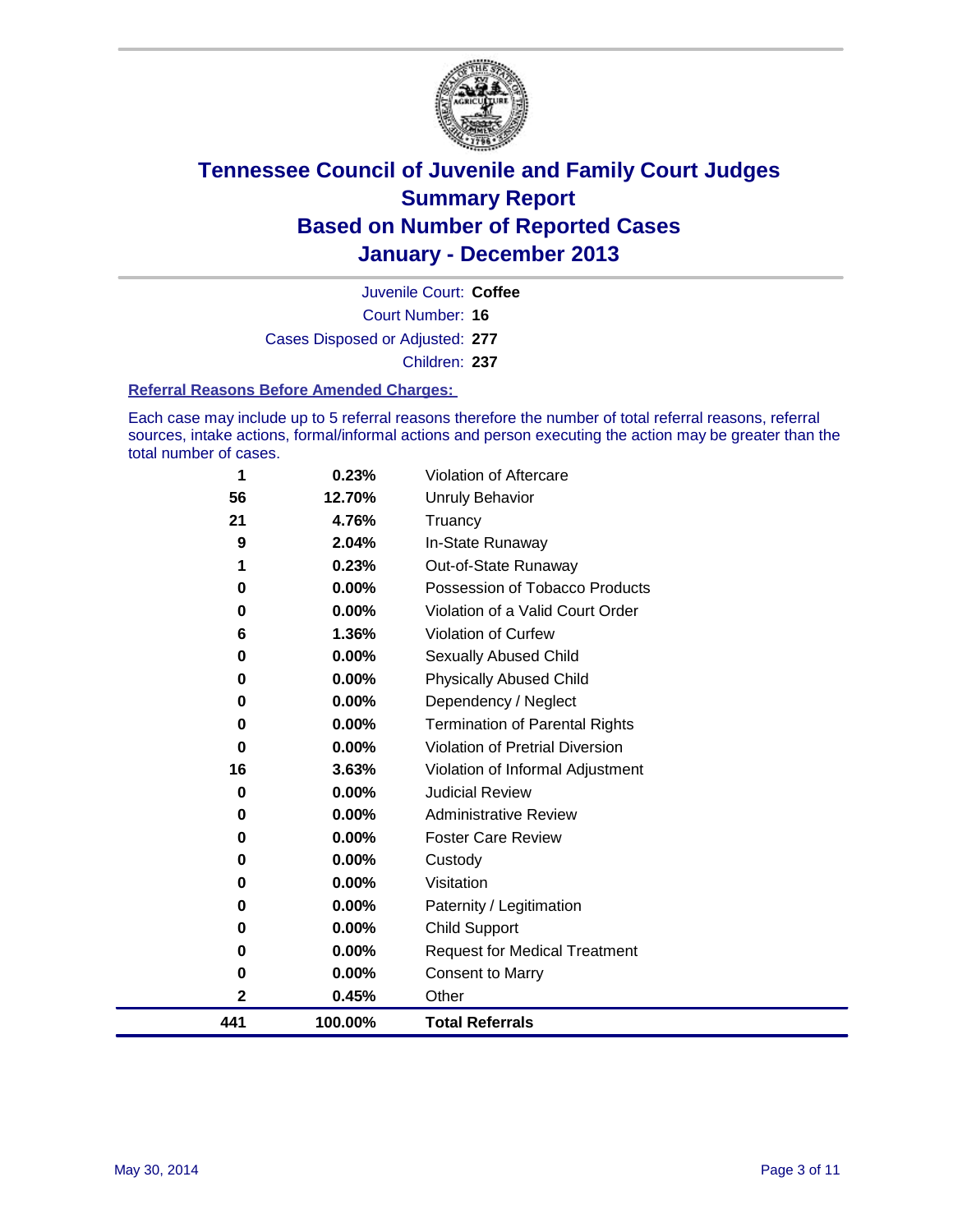# Tennessee Council of Juvenile and Family Court Judges
# Summary Report
# Based on Number of Reported Cases
# January - December 2013

Juvenile Court: **Coffee**

Court Number: **16**

Cases Disposed or Adjusted: **277**

Children: **237**

### Referral Reasons Before Amended Charges:

Each case may include up to 5 referral reasons therefore the number of total referral reasons, referral sources, intake actions, formal/informal actions and person executing the action may be greater than the total number of cases.

| | | |
|---|---|---|
| 1 | 0.23% | Violation of Aftercare |
| 56 | 12.70% | Unruly Behavior |
| 21 | 4.76% | Truancy |
| 9 | 2.04% | In-State Runaway |
| 1 | 0.23% | Out-of-State Runaway |
| 0 | 0.00% | Possession of Tobacco Products |
| 0 | 0.00% | Violation of a Valid Court Order |
| 6 | 1.36% | Violation of Curfew |
| 0 | 0.00% | Sexually Abused Child |
| 0 | 0.00% | Physically Abused Child |
| 0 | 0.00% | Dependency / Neglect |
| 0 | 0.00% | Termination of Parental Rights |
| 0 | 0.00% | Violation of Pretrial Diversion |
| 16 | 3.63% | Violation of Informal Adjustment |
| 0 | 0.00% | Judicial Review |
| 0 | 0.00% | Administrative Review |
| 0 | 0.00% | Foster Care Review |
| 0 | 0.00% | Custody |
| 0 | 0.00% | Visitation |
| 0 | 0.00% | Paternity / Legitimation |
| 0 | 0.00% | Child Support |
| 0 | 0.00% | Request for Medical Treatment |
| 0 | 0.00% | Consent to Marry |
| 2 | 0.45% | Other |
| **441** | **100.00%** | **Total Referrals** |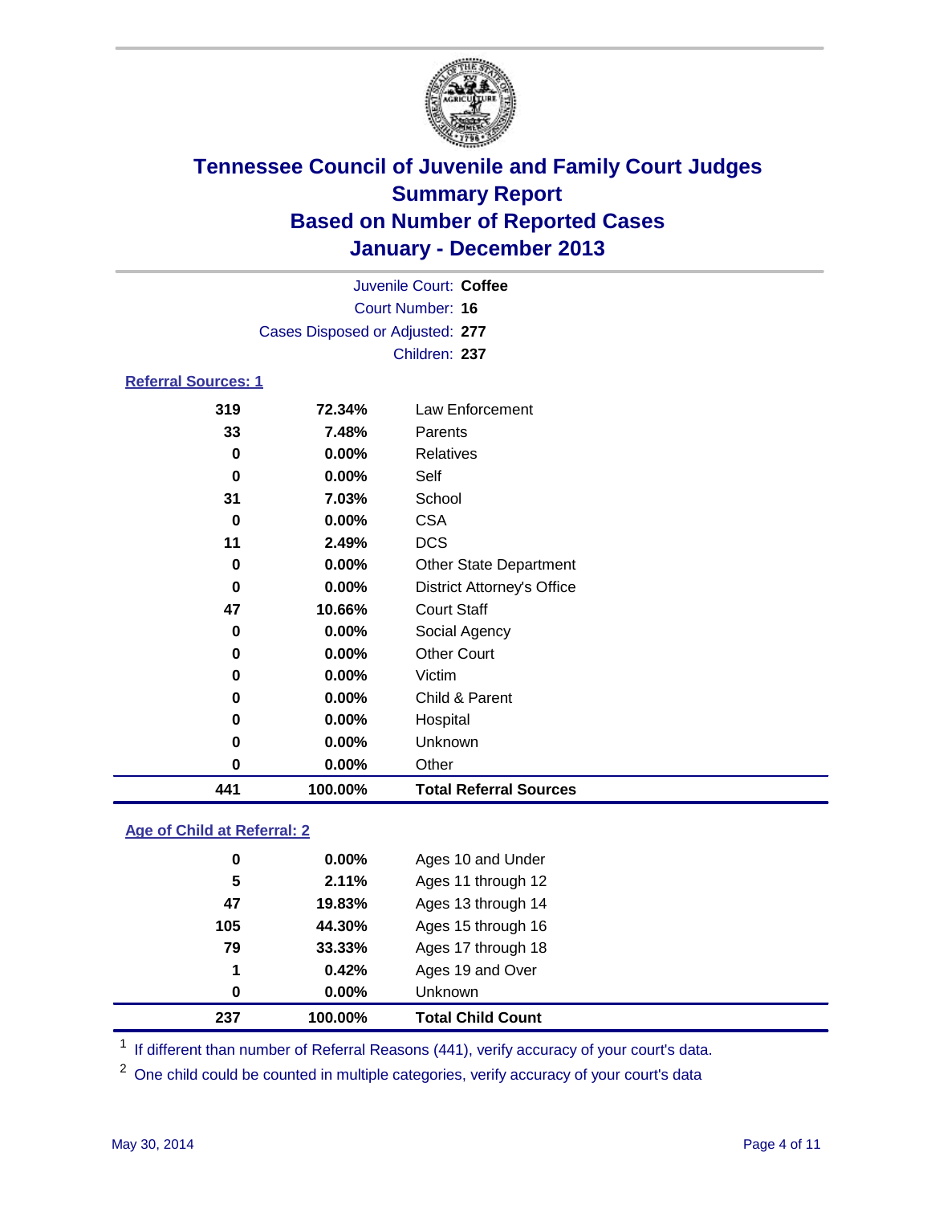# Tennessee Council of Juvenile and Family Court Judges
## Summary Report
## Based on Number of Reported Cases
## January - December 2013

Juvenile Court: **Coffee**
Court Number: **16**
Cases Disposed or Adjusted: **277**
Children: **237**

### Referral Sources: 1

| Count | Percent | Source |
|---|---|---|
| 319 | 72.34% | Law Enforcement |
| 33 | 7.48% | Parents |
| 0 | 0.00% | Relatives |
| 0 | 0.00% | Self |
| 31 | 7.03% | School |
| 0 | 0.00% | CSA |
| 11 | 2.49% | DCS |
| 0 | 0.00% | Other State Department |
| 0 | 0.00% | District Attorney's Office |
| 47 | 10.66% | Court Staff |
| 0 | 0.00% | Social Agency |
| 0 | 0.00% | Other Court |
| 0 | 0.00% | Victim |
| 0 | 0.00% | Child & Parent |
| 0 | 0.00% | Hospital |
| 0 | 0.00% | Unknown |
| 0 | 0.00% | Other |
| **441** | **100.00%** | **Total Referral Sources** |

### Age of Child at Referral: 2

| Count | Percent | Age |
|---|---|---|
| 0 | 0.00% | Ages 10 and Under |
| 5 | 2.11% | Ages 11 through 12 |
| 47 | 19.83% | Ages 13 through 14 |
| 105 | 44.30% | Ages 15 through 16 |
| 79 | 33.33% | Ages 17 through 18 |
| 1 | 0.42% | Ages 19 and Over |
| 0 | 0.00% | Unknown |
| **237** | **100.00%** | **Total Child Count** |

[1] If different than number of Referral Reasons (441), verify accuracy of your court's data.

[2] One child could be counted in multiple categories, verify accuracy of your court's data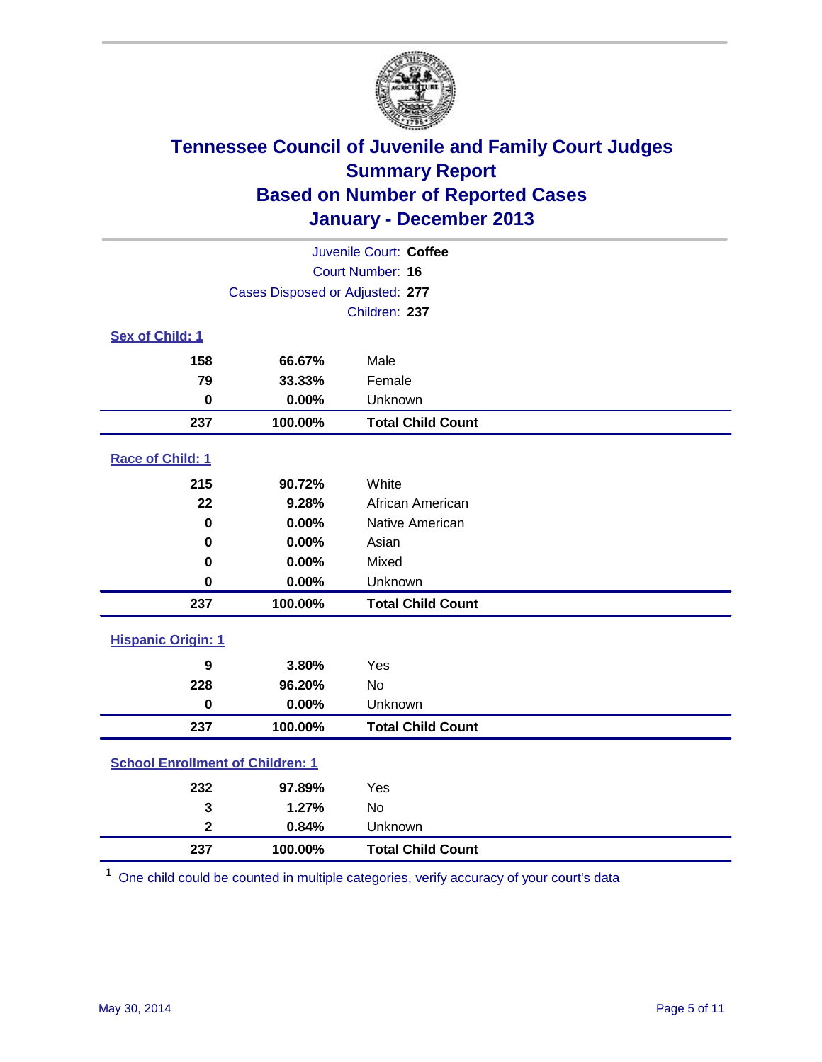# Tennessee Council of Juvenile and Family Court Judges
## Summary Report
## Based on Number of Reported Cases
## January - December 2013

Juvenile Court: **Coffee**
Court Number: **16**
Cases Disposed or Adjusted: **277**
Children: **237**

### Sex of Child: 1

| | | |
|---|---|---|
| **158** | **66.67%** | Male |
| **79** | **33.33%** | Female |
| **0** | **0.00%** | Unknown |
| **237** | **100.00%** | **Total Child Count** |

### Race of Child: 1

| | | |
|---|---|---|
| **215** | **90.72%** | White |
| **22** | **9.28%** | African American |
| **0** | **0.00%** | Native American |
| **0** | **0.00%** | Asian |
| **0** | **0.00%** | Mixed |
| **0** | **0.00%** | Unknown |
| **237** | **100.00%** | **Total Child Count** |

### Hispanic Origin: 1

| | | |
|---|---|---|
| **9** | **3.80%** | Yes |
| **228** | **96.20%** | No |
| **0** | **0.00%** | Unknown |
| **237** | **100.00%** | **Total Child Count** |

### School Enrollment of Children: 1

| | | |
|---|---|---|
| **232** | **97.89%** | Yes |
| **3** | **1.27%** | No |
| **2** | **0.84%** | Unknown |
| **237** | **100.00%** | **Total Child Count** |

[1] One child could be counted in multiple categories, verify accuracy of your court's data

May 30, 2014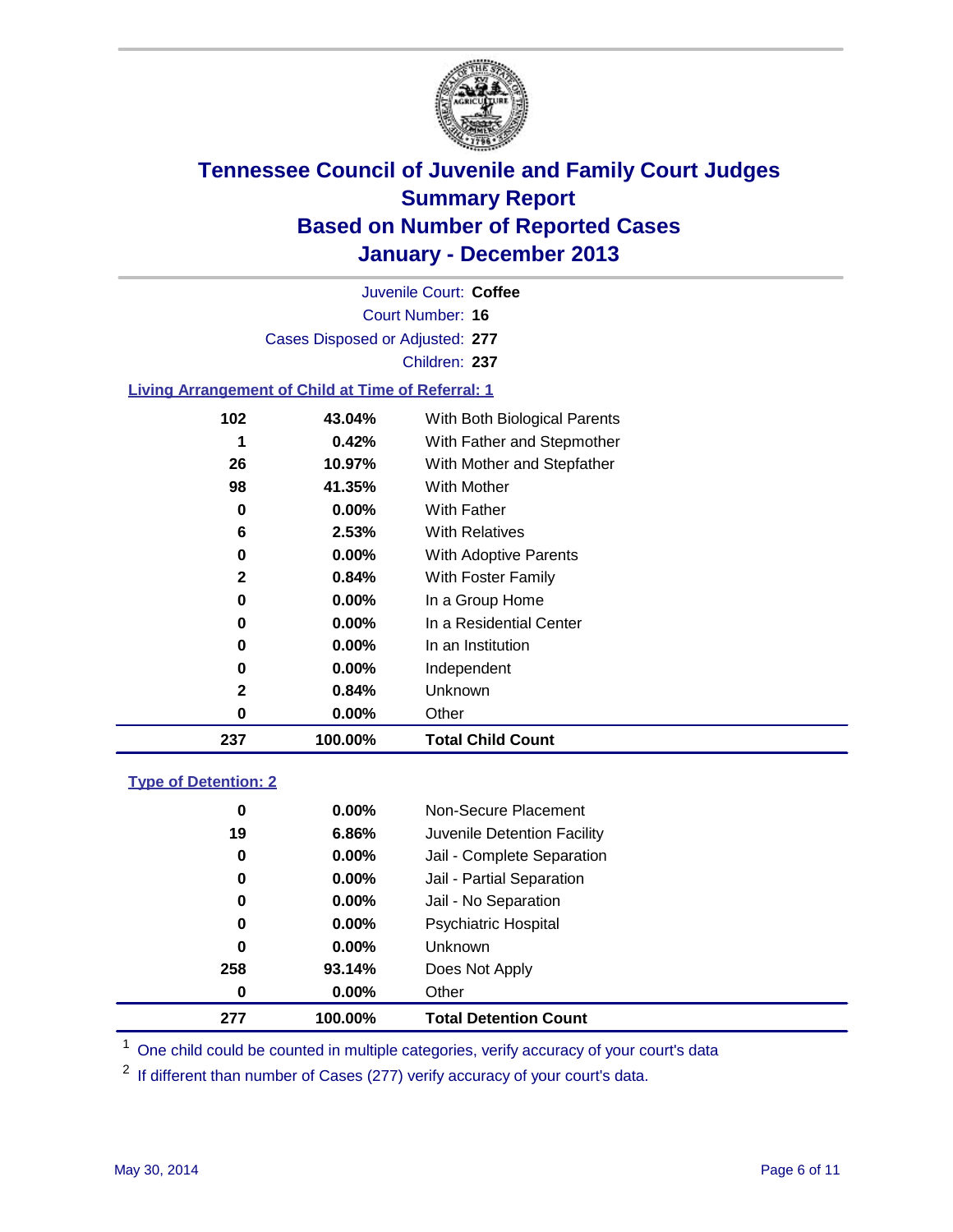# Tennessee Council of Juvenile and Family Court Judges
## Summary Report
## Based on Number of Reported Cases
## January - December 2013

Juvenile Court: **Coffee**
Court Number: **16**
Cases Disposed or Adjusted: **277**
Children: **237**

### Living Arrangement of Child at Time of Referral: 1

| Count | Percent | Category |
|---|---|---|
| 102 | 43.04% | With Both Biological Parents |
| 1 | 0.42% | With Father and Stepmother |
| 26 | 10.97% | With Mother and Stepfather |
| 98 | 41.35% | With Mother |
| 0 | 0.00% | With Father |
| 6 | 2.53% | With Relatives |
| 0 | 0.00% | With Adoptive Parents |
| 2 | 0.84% | With Foster Family |
| 0 | 0.00% | In a Group Home |
| 0 | 0.00% | In a Residential Center |
| 0 | 0.00% | In an Institution |
| 0 | 0.00% | Independent |
| 2 | 0.84% | Unknown |
| 0 | 0.00% | Other |
| **237** | **100.00%** | **Total Child Count** |

### Type of Detention: 2

| Count | Percent | Category |
|---|---|---|
| 0 | 0.00% | Non-Secure Placement |
| 19 | 6.86% | Juvenile Detention Facility |
| 0 | 0.00% | Jail - Complete Separation |
| 0 | 0.00% | Jail - Partial Separation |
| 0 | 0.00% | Jail - No Separation |
| 0 | 0.00% | Psychiatric Hospital |
| 0 | 0.00% | Unknown |
| 258 | 93.14% | Does Not Apply |
| 0 | 0.00% | Other |
| **277** | **100.00%** | **Total Detention Count** |

[1] One child could be counted in multiple categories, verify accuracy of your court's data

[2] If different than number of Cases (277) verify accuracy of your court's data.

May 30, 2014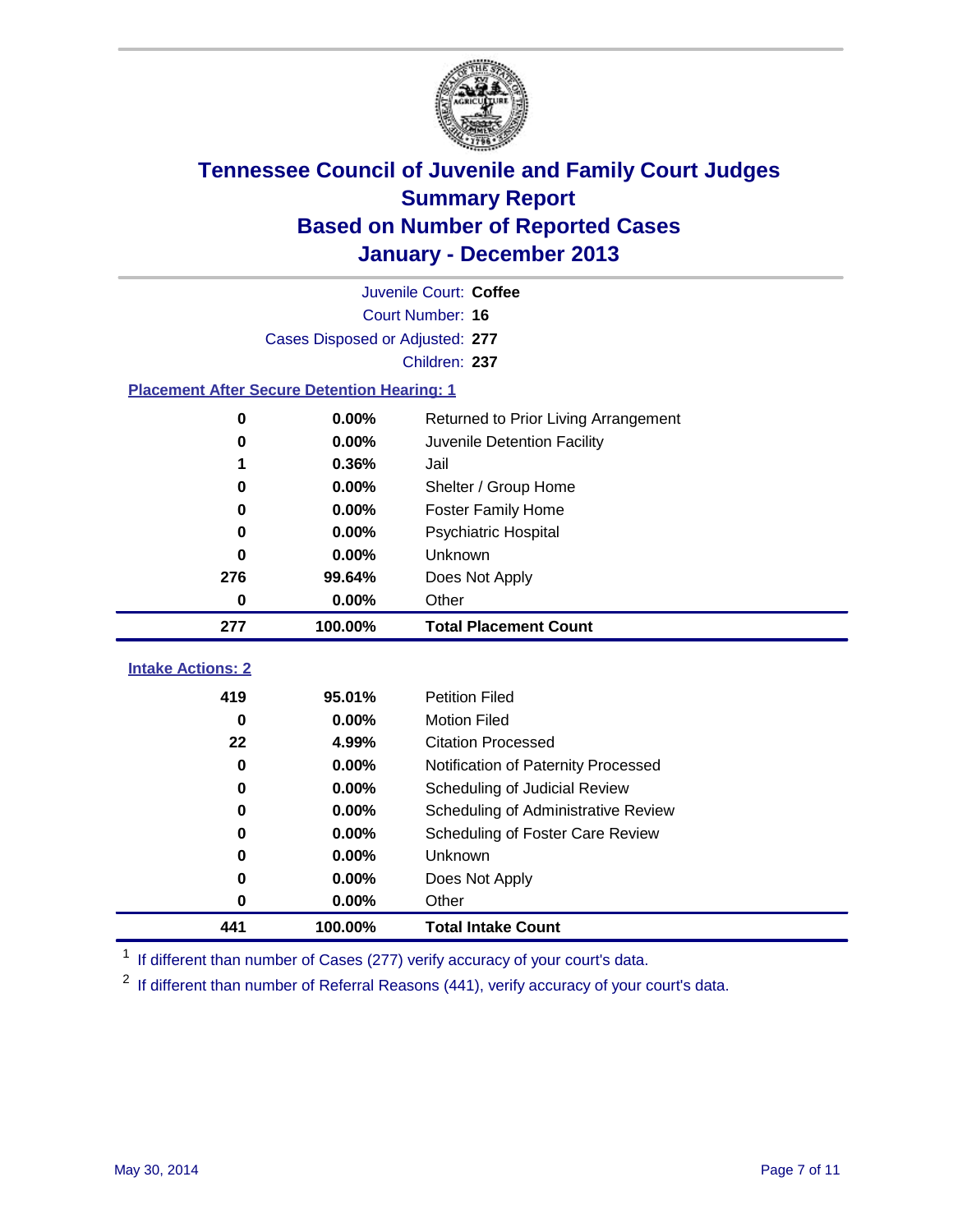# Tennessee Council of Juvenile and Family Court Judges
## Summary Report
## Based on Number of Reported Cases
## January - December 2013

Juvenile Court: **Coffee**
Court Number: **16**
Cases Disposed or Adjusted: **277**
Children: **237**

### Placement After Secure Detention Hearing: 1

| Count | Percent | Placement |
|---|---|---|
| 0 | 0.00% | Returned to Prior Living Arrangement |
| 0 | 0.00% | Juvenile Detention Facility |
| 1 | 0.36% | Jail |
| 0 | 0.00% | Shelter / Group Home |
| 0 | 0.00% | Foster Family Home |
| 0 | 0.00% | Psychiatric Hospital |
| 0 | 0.00% | Unknown |
| 276 | 99.64% | Does Not Apply |
| 0 | 0.00% | Other |
| **277** | **100.00%** | **Total Placement Count** |

### Intake Actions: 2

| Count | Percent | Intake Action |
|---|---|---|
| 419 | 95.01% | Petition Filed |
| 0 | 0.00% | Motion Filed |
| 22 | 4.99% | Citation Processed |
| 0 | 0.00% | Notification of Paternity Processed |
| 0 | 0.00% | Scheduling of Judicial Review |
| 0 | 0.00% | Scheduling of Administrative Review |
| 0 | 0.00% | Scheduling of Foster Care Review |
| 0 | 0.00% | Unknown |
| 0 | 0.00% | Does Not Apply |
| 0 | 0.00% | Other |
| **441** | **100.00%** | **Total Intake Count** |

[1] If different than number of Cases (277) verify accuracy of your court's data.

[2] If different than number of Referral Reasons (441), verify accuracy of your court's data.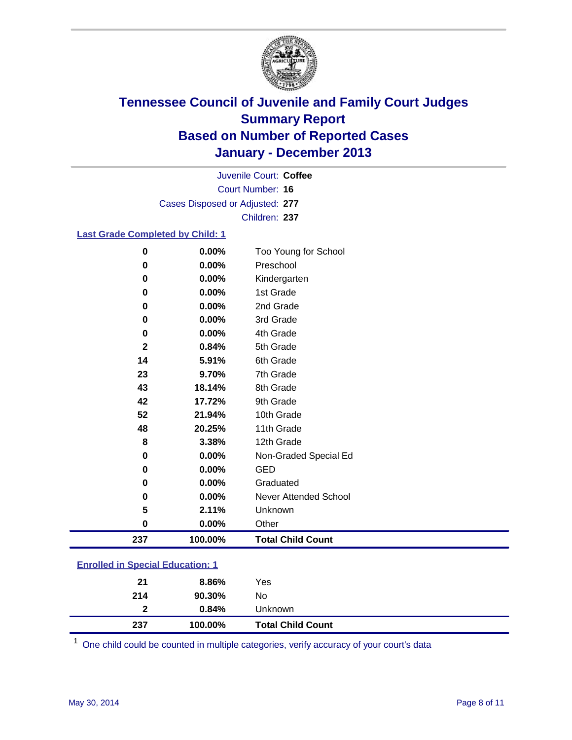# Tennessee Council of Juvenile and Family Court Judges
## Summary Report
## Based on Number of Reported Cases
## January - December 2013

Juvenile Court: **Coffee**
Court Number: **16**
Cases Disposed or Adjusted: **277**
Children: **237**

### Last Grade Completed by Child: 1

| Count | Percent | Category |
|---|---|---|
| 0 | 0.00% | Too Young for School |
| 0 | 0.00% | Preschool |
| 0 | 0.00% | Kindergarten |
| 0 | 0.00% | 1st Grade |
| 0 | 0.00% | 2nd Grade |
| 0 | 0.00% | 3rd Grade |
| 0 | 0.00% | 4th Grade |
| 2 | 0.84% | 5th Grade |
| 14 | 5.91% | 6th Grade |
| 23 | 9.70% | 7th Grade |
| 43 | 18.14% | 8th Grade |
| 42 | 17.72% | 9th Grade |
| 52 | 21.94% | 10th Grade |
| 48 | 20.25% | 11th Grade |
| 8 | 3.38% | 12th Grade |
| 0 | 0.00% | Non-Graded Special Ed |
| 0 | 0.00% | GED |
| 0 | 0.00% | Graduated |
| 0 | 0.00% | Never Attended School |
| 5 | 2.11% | Unknown |
| 0 | 0.00% | Other |
| **237** | **100.00%** | **Total Child Count** |

### Enrolled in Special Education: 1

| Count | Percent | Category |
|---|---|---|
| 21 | 8.86% | Yes |
| 214 | 90.30% | No |
| 2 | 0.84% | Unknown |
| **237** | **100.00%** | **Total Child Count** |

[1] One child could be counted in multiple categories, verify accuracy of your court's data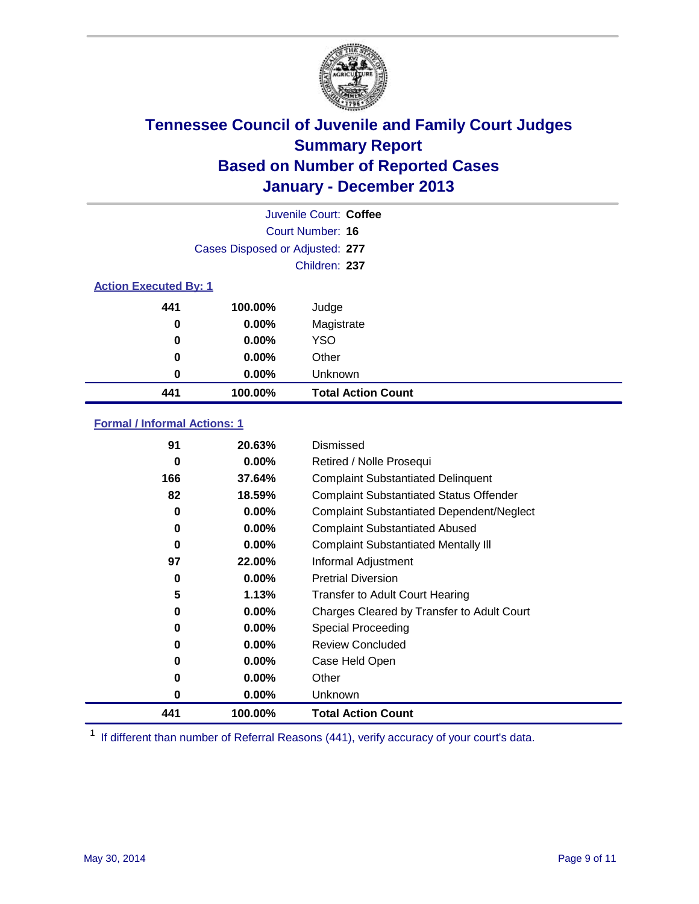# Tennessee Council of Juvenile and Family Court Judges
## Summary Report
## Based on Number of Reported Cases
## January - December 2013

Juvenile Court: **Coffee**
Court Number: **16**
Cases Disposed or Adjusted: **277**
Children: **237**

### Action Executed By: 1

| | | |
|---|---|---|
| **441** | **100.00%** | Judge |
| **0** | **0.00%** | Magistrate |
| **0** | **0.00%** | YSO |
| **0** | **0.00%** | Other |
| **0** | **0.00%** | Unknown |
| **441** | **100.00%** | **Total Action Count** |

### Formal / Informal Actions: 1

| | | |
|---|---|---|
| **91** | **20.63%** | Dismissed |
| **0** | **0.00%** | Retired / Nolle Prosequi |
| **166** | **37.64%** | Complaint Substantiated Delinquent |
| **82** | **18.59%** | Complaint Substantiated Status Offender |
| **0** | **0.00%** | Complaint Substantiated Dependent/Neglect |
| **0** | **0.00%** | Complaint Substantiated Abused |
| **0** | **0.00%** | Complaint Substantiated Mentally Ill |
| **97** | **22.00%** | Informal Adjustment |
| **0** | **0.00%** | Pretrial Diversion |
| **5** | **1.13%** | Transfer to Adult Court Hearing |
| **0** | **0.00%** | Charges Cleared by Transfer to Adult Court |
| **0** | **0.00%** | Special Proceeding |
| **0** | **0.00%** | Review Concluded |
| **0** | **0.00%** | Case Held Open |
| **0** | **0.00%** | Other |
| **0** | **0.00%** | Unknown |
| **441** | **100.00%** | **Total Action Count** |

[1] If different than number of Referral Reasons (441), verify accuracy of your court's data.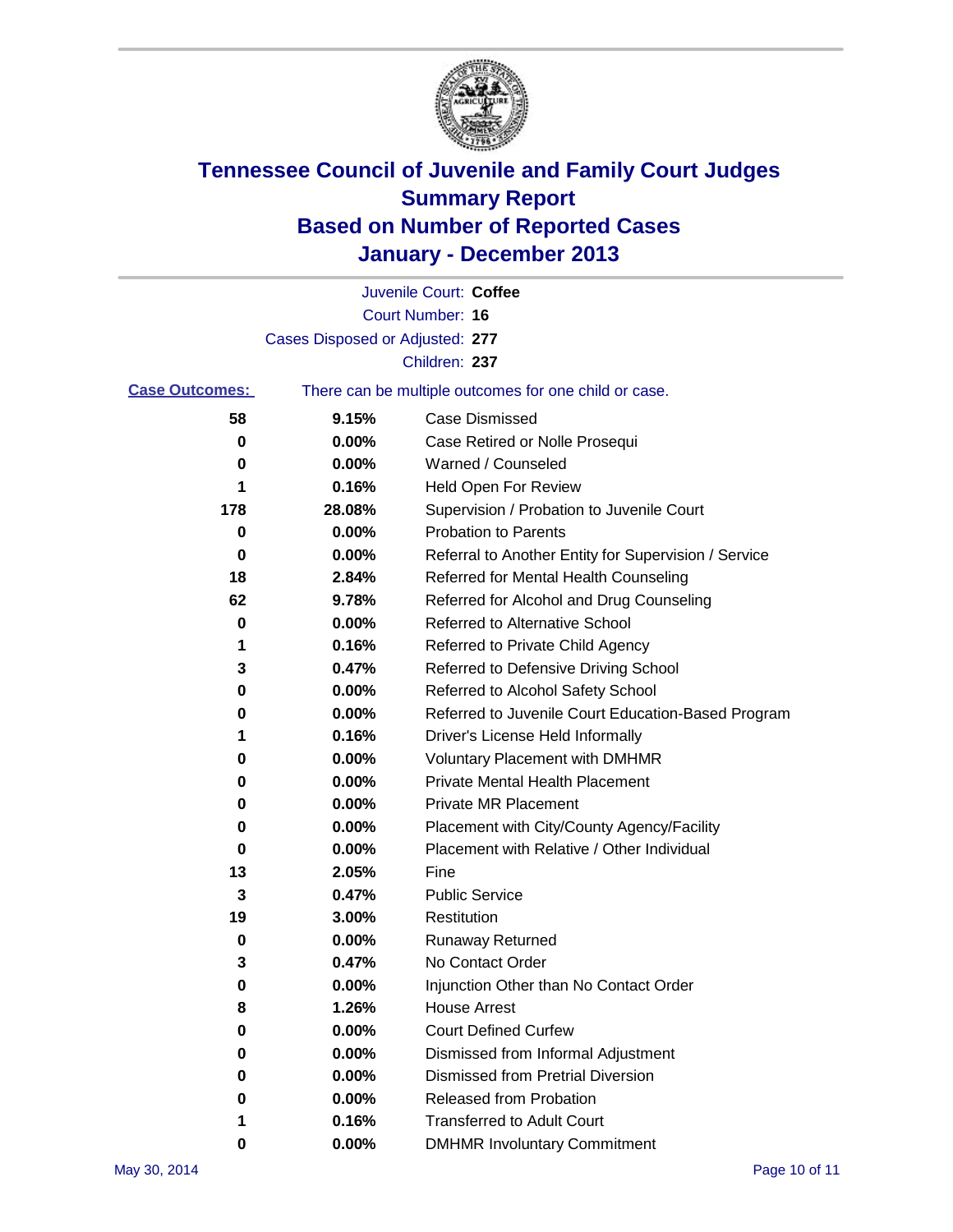# Tennessee Council of Juvenile and Family Court Judges
# Summary Report
# Based on Number of Reported Cases
# January - December 2013

Juvenile Court: **Coffee**
Court Number: **16**
Cases Disposed or Adjusted: **277**
Children: **237**

**Case Outcomes:** There can be multiple outcomes for one child or case.

| Count | Percent | Outcome |
|---|---|---|
| 58 | 9.15% | Case Dismissed |
| 0 | 0.00% | Case Retired or Nolle Prosequi |
| 0 | 0.00% | Warned / Counseled |
| 1 | 0.16% | Held Open For Review |
| 178 | 28.08% | Supervision / Probation to Juvenile Court |
| 0 | 0.00% | Probation to Parents |
| 0 | 0.00% | Referral to Another Entity for Supervision / Service |
| 18 | 2.84% | Referred for Mental Health Counseling |
| 62 | 9.78% | Referred for Alcohol and Drug Counseling |
| 0 | 0.00% | Referred to Alternative School |
| 1 | 0.16% | Referred to Private Child Agency |
| 3 | 0.47% | Referred to Defensive Driving School |
| 0 | 0.00% | Referred to Alcohol Safety School |
| 0 | 0.00% | Referred to Juvenile Court Education-Based Program |
| 1 | 0.16% | Driver's License Held Informally |
| 0 | 0.00% | Voluntary Placement with DMHMR |
| 0 | 0.00% | Private Mental Health Placement |
| 0 | 0.00% | Private MR Placement |
| 0 | 0.00% | Placement with City/County Agency/Facility |
| 0 | 0.00% | Placement with Relative / Other Individual |
| 13 | 2.05% | Fine |
| 3 | 0.47% | Public Service |
| 19 | 3.00% | Restitution |
| 0 | 0.00% | Runaway Returned |
| 3 | 0.47% | No Contact Order |
| 0 | 0.00% | Injunction Other than No Contact Order |
| 8 | 1.26% | House Arrest |
| 0 | 0.00% | Court Defined Curfew |
| 0 | 0.00% | Dismissed from Informal Adjustment |
| 0 | 0.00% | Dismissed from Pretrial Diversion |
| 0 | 0.00% | Released from Probation |
| 1 | 0.16% | Transferred to Adult Court |
| 0 | 0.00% | DMHMR Involuntary Commitment |

May 30, 2014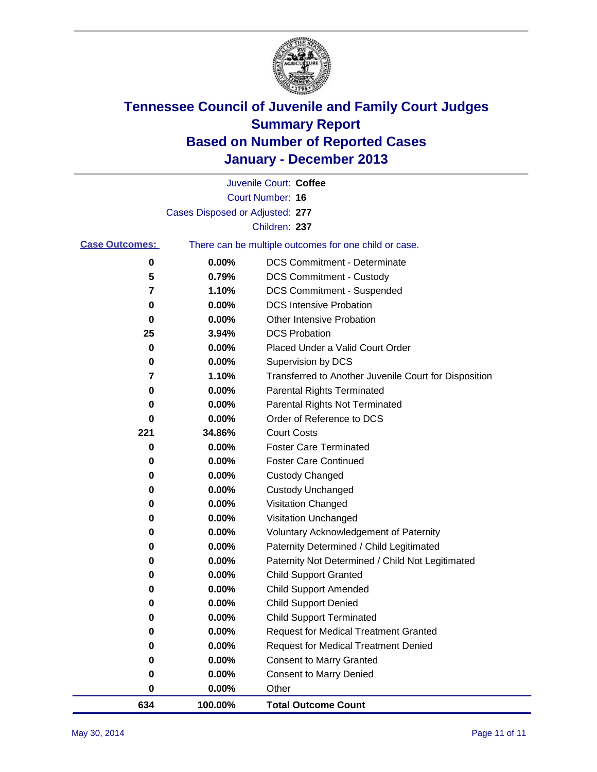# Tennessee Council of Juvenile and Family Court Judges
# Summary Report
# Based on Number of Reported Cases
# January - December 2013

Juvenile Court: **Coffee**

Court Number: **16**

Cases Disposed or Adjusted: **277**

Children: **237**

**Case Outcomes:** There can be multiple outcomes for one child or case.

| | | |
|---|---|---|
| 0 | 0.00% | DCS Commitment - Determinate |
| 5 | 0.79% | DCS Commitment - Custody |
| 7 | 1.10% | DCS Commitment - Suspended |
| 0 | 0.00% | DCS Intensive Probation |
| 0 | 0.00% | Other Intensive Probation |
| 25 | 3.94% | DCS Probation |
| 0 | 0.00% | Placed Under a Valid Court Order |
| 0 | 0.00% | Supervision by DCS |
| 7 | 1.10% | Transferred to Another Juvenile Court for Disposition |
| 0 | 0.00% | Parental Rights Terminated |
| 0 | 0.00% | Parental Rights Not Terminated |
| 0 | 0.00% | Order of Reference to DCS |
| 221 | 34.86% | Court Costs |
| 0 | 0.00% | Foster Care Terminated |
| 0 | 0.00% | Foster Care Continued |
| 0 | 0.00% | Custody Changed |
| 0 | 0.00% | Custody Unchanged |
| 0 | 0.00% | Visitation Changed |
| 0 | 0.00% | Visitation Unchanged |
| 0 | 0.00% | Voluntary Acknowledgement of Paternity |
| 0 | 0.00% | Paternity Determined / Child Legitimated |
| 0 | 0.00% | Paternity Not Determined / Child Not Legitimated |
| 0 | 0.00% | Child Support Granted |
| 0 | 0.00% | Child Support Amended |
| 0 | 0.00% | Child Support Denied |
| 0 | 0.00% | Child Support Terminated |
| 0 | 0.00% | Request for Medical Treatment Granted |
| 0 | 0.00% | Request for Medical Treatment Denied |
| 0 | 0.00% | Consent to Marry Granted |
| 0 | 0.00% | Consent to Marry Denied |
| 0 | 0.00% | Other |
| **634** | **100.00%** | **Total Outcome Count** |

May 30, 2014